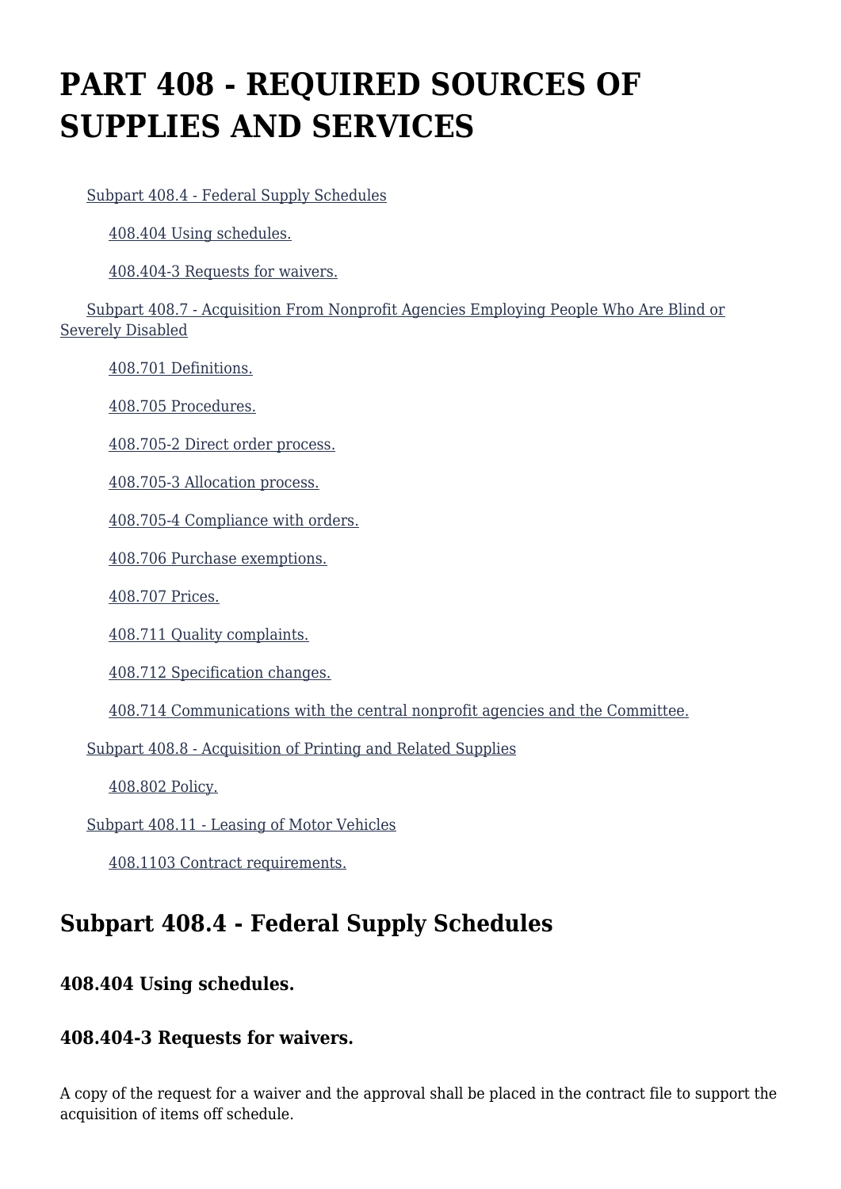# PART 408 - REQUIRED SOURCES OF SUPPLIES AND SERVICES

- Subpart 408.4 - Federal Supply Schedules
  - 408.404 Using schedules.
  - 408.404-3 Requests for waivers.
- Subpart 408.7 - Acquisition From Nonprofit Agencies Employing People Who Are Blind or Severely Disabled
  - 408.701 Definitions.
  - 408.705 Procedures.
  - 408.705-2 Direct order process.
  - 408.705-3 Allocation process.
  - 408.705-4 Compliance with orders.
  - 408.706 Purchase exemptions.
  - 408.707 Prices.
  - 408.711 Quality complaints.
  - 408.712 Specification changes.
  - 408.714 Communications with the central nonprofit agencies and the Committee.
- Subpart 408.8 - Acquisition of Printing and Related Supplies
  - 408.802 Policy.
- Subpart 408.11 - Leasing of Motor Vehicles
  - 408.1103 Contract requirements.

## Subpart 408.4 - Federal Supply Schedules

### 408.404 Using schedules.

### 408.404-3 Requests for waivers.

A copy of the request for a waiver and the approval shall be placed in the contract file to support the acquisition of items off schedule.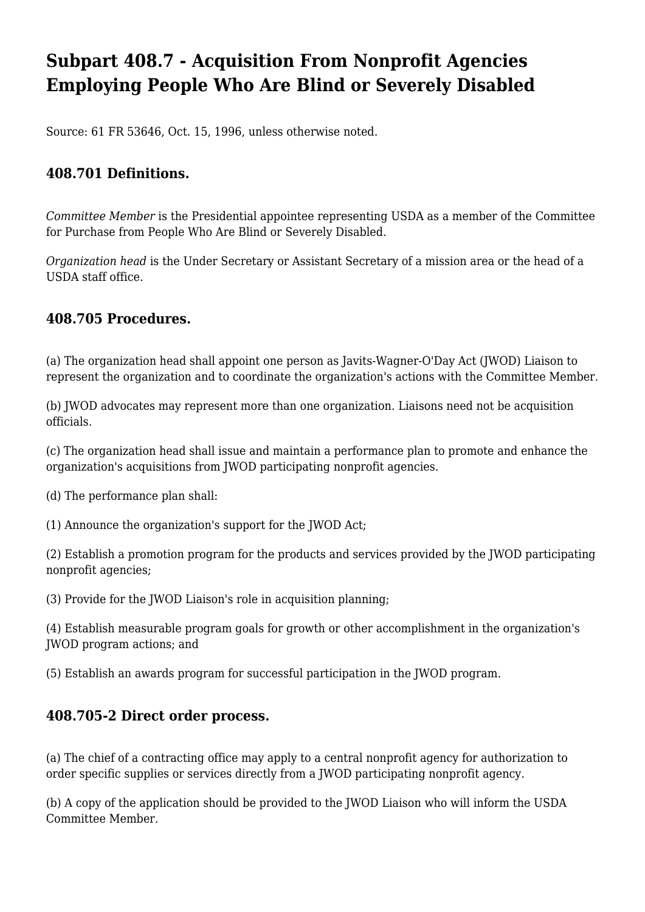# Subpart 408.7 - Acquisition From Nonprofit Agencies Employing People Who Are Blind or Severely Disabled

Source: 61 FR 53646, Oct. 15, 1996, unless otherwise noted.

## 408.701 Definitions.

*Committee Member* is the Presidential appointee representing USDA as a member of the Committee for Purchase from People Who Are Blind or Severely Disabled.

*Organization head* is the Under Secretary or Assistant Secretary of a mission area or the head of a USDA staff office.

## 408.705 Procedures.

(a) The organization head shall appoint one person as Javits-Wagner-O'Day Act (JWOD) Liaison to represent the organization and to coordinate the organization's actions with the Committee Member.

(b) JWOD advocates may represent more than one organization. Liaisons need not be acquisition officials.

(c) The organization head shall issue and maintain a performance plan to promote and enhance the organization's acquisitions from JWOD participating nonprofit agencies.

(d) The performance plan shall:

(1) Announce the organization's support for the JWOD Act;

(2) Establish a promotion program for the products and services provided by the JWOD participating nonprofit agencies;

(3) Provide for the JWOD Liaison's role in acquisition planning;

(4) Establish measurable program goals for growth or other accomplishment in the organization's JWOD program actions; and

(5) Establish an awards program for successful participation in the JWOD program.

## 408.705-2 Direct order process.

(a) The chief of a contracting office may apply to a central nonprofit agency for authorization to order specific supplies or services directly from a JWOD participating nonprofit agency.

(b) A copy of the application should be provided to the JWOD Liaison who will inform the USDA Committee Member.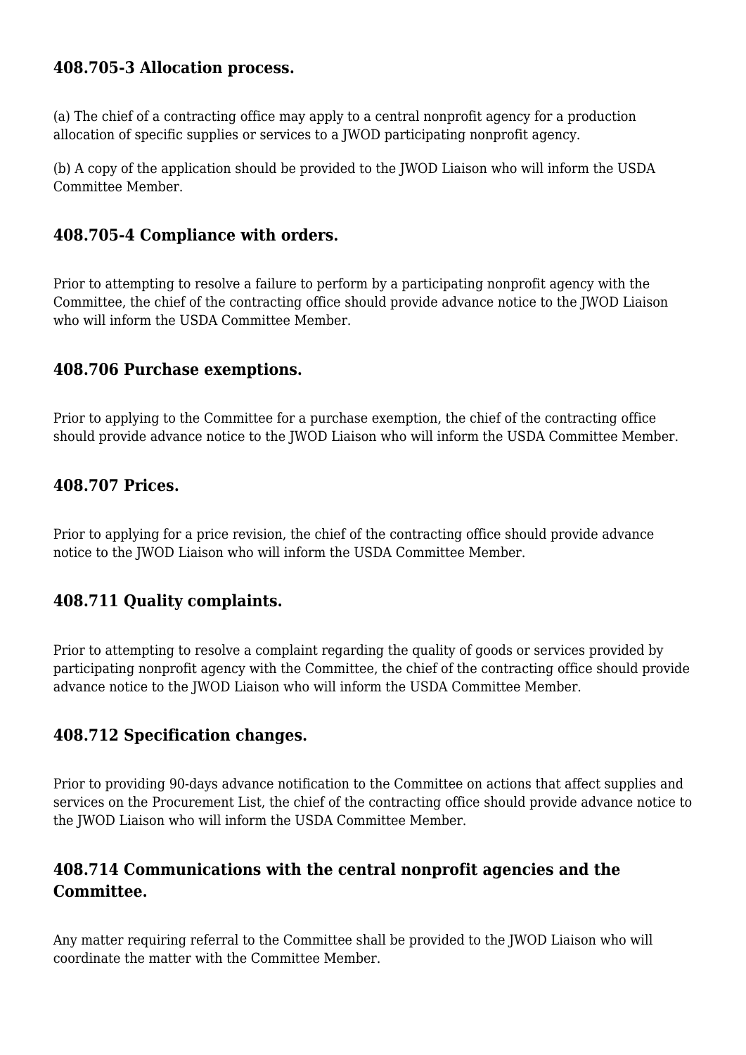### 408.705-3 Allocation process.

(a) The chief of a contracting office may apply to a central nonprofit agency for a production allocation of specific supplies or services to a JWOD participating nonprofit agency.

(b) A copy of the application should be provided to the JWOD Liaison who will inform the USDA Committee Member.

### 408.705-4 Compliance with orders.

Prior to attempting to resolve a failure to perform by a participating nonprofit agency with the Committee, the chief of the contracting office should provide advance notice to the JWOD Liaison who will inform the USDA Committee Member.

### 408.706 Purchase exemptions.

Prior to applying to the Committee for a purchase exemption, the chief of the contracting office should provide advance notice to the JWOD Liaison who will inform the USDA Committee Member.

### 408.707 Prices.

Prior to applying for a price revision, the chief of the contracting office should provide advance notice to the JWOD Liaison who will inform the USDA Committee Member.

### 408.711 Quality complaints.

Prior to attempting to resolve a complaint regarding the quality of goods or services provided by participating nonprofit agency with the Committee, the chief of the contracting office should provide advance notice to the JWOD Liaison who will inform the USDA Committee Member.

### 408.712 Specification changes.

Prior to providing 90-days advance notification to the Committee on actions that affect supplies and services on the Procurement List, the chief of the contracting office should provide advance notice to the JWOD Liaison who will inform the USDA Committee Member.

### 408.714 Communications with the central nonprofit agencies and the Committee.

Any matter requiring referral to the Committee shall be provided to the JWOD Liaison who will coordinate the matter with the Committee Member.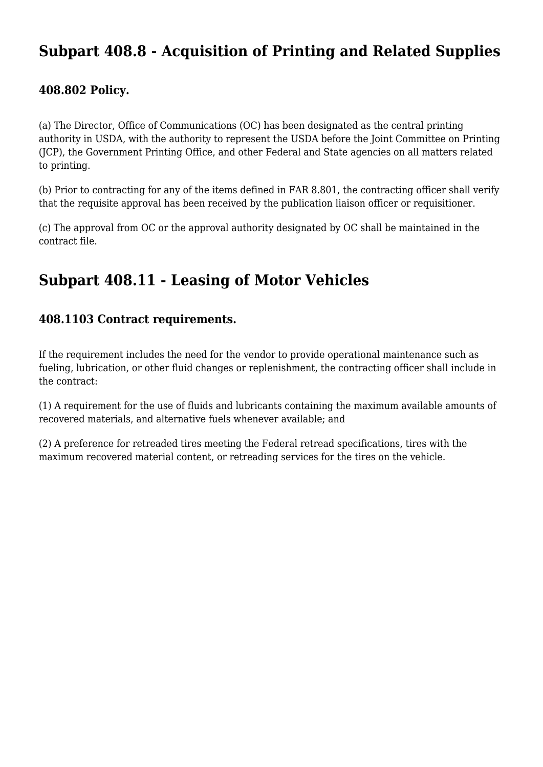## Subpart 408.8 - Acquisition of Printing and Related Supplies

### 408.802 Policy.

(a) The Director, Office of Communications (OC) has been designated as the central printing authority in USDA, with the authority to represent the USDA before the Joint Committee on Printing (JCP), the Government Printing Office, and other Federal and State agencies on all matters related to printing.

(b) Prior to contracting for any of the items defined in FAR 8.801, the contracting officer shall verify that the requisite approval has been received by the publication liaison officer or requisitioner.

(c) The approval from OC or the approval authority designated by OC shall be maintained in the contract file.

## Subpart 408.11 - Leasing of Motor Vehicles

### 408.1103 Contract requirements.

If the requirement includes the need for the vendor to provide operational maintenance such as fueling, lubrication, or other fluid changes or replenishment, the contracting officer shall include in the contract:

(1) A requirement for the use of fluids and lubricants containing the maximum available amounts of recovered materials, and alternative fuels whenever available; and

(2) A preference for retreaded tires meeting the Federal retread specifications, tires with the maximum recovered material content, or retreading services for the tires on the vehicle.